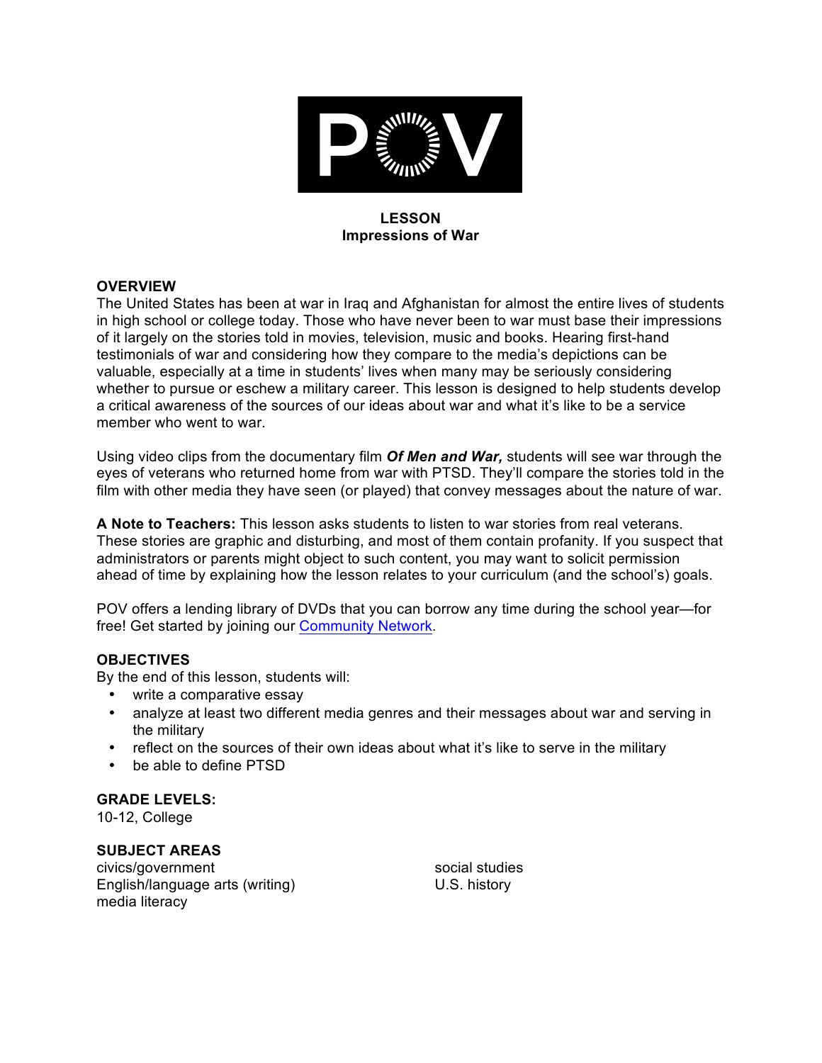POV

**LESSON**
**Impressions of War**

## OVERVIEW

The United States has been at war in Iraq and Afghanistan for almost the entire lives of students in high school or college today. Those who have never been to war must base their impressions of it largely on the stories told in movies, television, music and books. Hearing first-hand testimonials of war and considering how they compare to the media's depictions can be valuable, especially at a time in students' lives when many may be seriously considering whether to pursue or eschew a military career. This lesson is designed to help students develop a critical awareness of the sources of our ideas about war and what it's like to be a service member who went to war.

Using video clips from the documentary film ***Of Men and War,*** students will see war through the eyes of veterans who returned home from war with PTSD. They'll compare the stories told in the film with other media they have seen (or played) that convey messages about the nature of war.

**A Note to Teachers:** This lesson asks students to listen to war stories from real veterans. These stories are graphic and disturbing, and most of them contain profanity. If you suspect that administrators or parents might object to such content, you may want to solicit permission ahead of time by explaining how the lesson relates to your curriculum (and the school's) goals.

POV offers a lending library of DVDs that you can borrow any time during the school year—for free! Get started by joining our Community Network.

## OBJECTIVES

By the end of this lesson, students will:

- write a comparative essay
- analyze at least two different media genres and their messages about war and serving in the military
- reflect on the sources of their own ideas about what it's like to serve in the military
- be able to define PTSD

## GRADE LEVELS:

10-12, College

## SUBJECT AREAS

civics/government
English/language arts (writing)
media literacy
social studies
U.S. history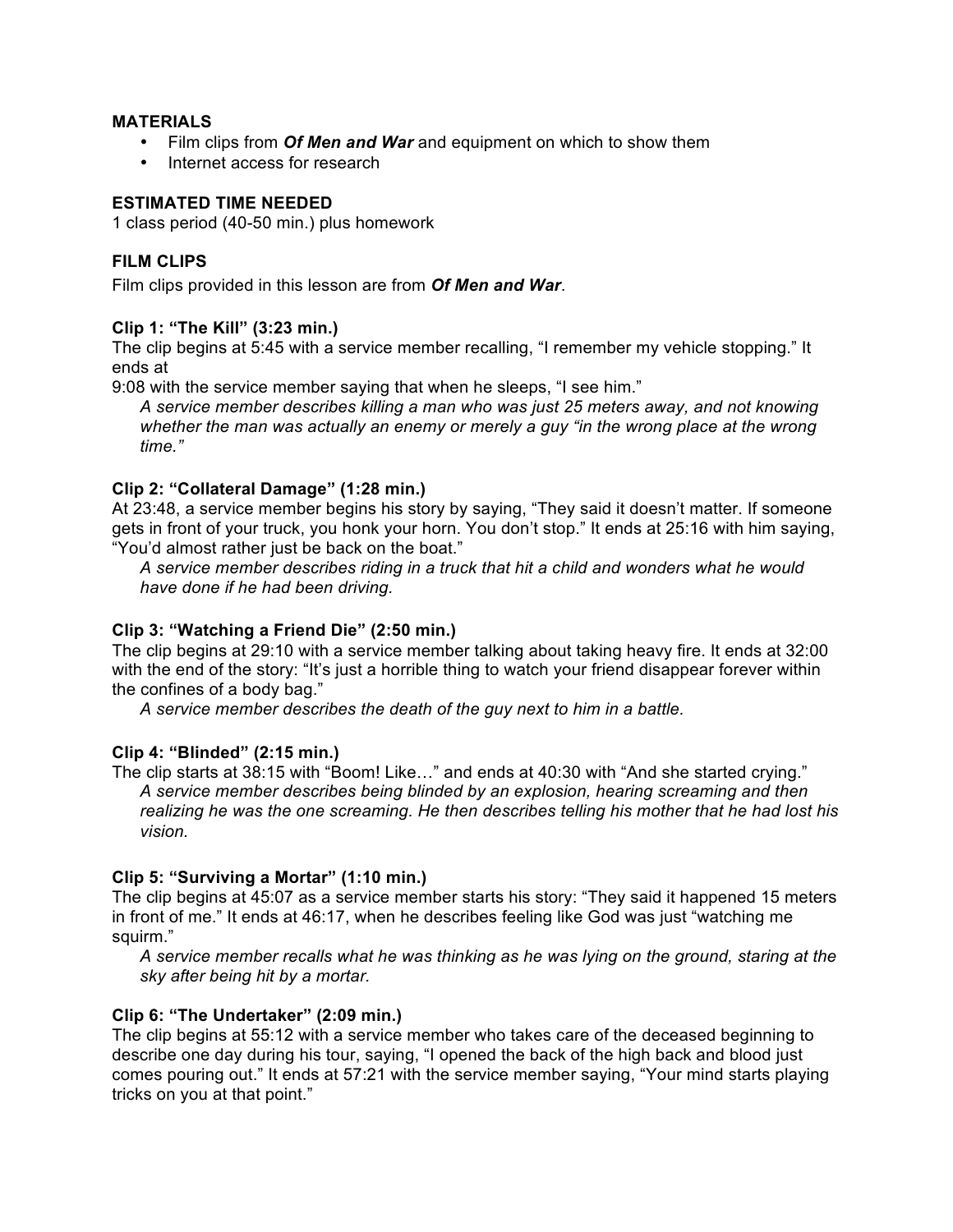### MATERIALS

- Film clips from ***Of Men and War*** and equipment on which to show them
- Internet access for research

### ESTIMATED TIME NEEDED

1 class period (40-50 min.) plus homework

### FILM CLIPS

Film clips provided in this lesson are from ***Of Men and War***.

#### Clip 1: "The Kill" (3:23 min.)

The clip begins at 5:45 with a service member recalling, "I remember my vehicle stopping." It ends at
9:08 with the service member saying that when he sleeps, "I see him."

*A service member describes killing a man who was just 25 meters away, and not knowing whether the man was actually an enemy or merely a guy "in the wrong place at the wrong time."*

#### Clip 2: "Collateral Damage" (1:28 min.)

At 23:48, a service member begins his story by saying, "They said it doesn't matter. If someone gets in front of your truck, you honk your horn. You don't stop." It ends at 25:16 with him saying, "You'd almost rather just be back on the boat."

*A service member describes riding in a truck that hit a child and wonders what he would have done if he had been driving.*

#### Clip 3: "Watching a Friend Die" (2:50 min.)

The clip begins at 29:10 with a service member talking about taking heavy fire. It ends at 32:00 with the end of the story: "It's just a horrible thing to watch your friend disappear forever within the confines of a body bag."

*A service member describes the death of the guy next to him in a battle.*

#### Clip 4: "Blinded" (2:15 min.)

The clip starts at 38:15 with "Boom! Like…" and ends at 40:30 with "And she started crying."

*A service member describes being blinded by an explosion, hearing screaming and then realizing he was the one screaming. He then describes telling his mother that he had lost his vision.*

#### Clip 5: "Surviving a Mortar" (1:10 min.)

The clip begins at 45:07 as a service member starts his story: "They said it happened 15 meters in front of me." It ends at 46:17, when he describes feeling like God was just "watching me squirm."

*A service member recalls what he was thinking as he was lying on the ground, staring at the sky after being hit by a mortar.*

#### Clip 6: "The Undertaker" (2:09 min.)

The clip begins at 55:12 with a service member who takes care of the deceased beginning to describe one day during his tour, saying, "I opened the back of the high back and blood just comes pouring out." It ends at 57:21 with the service member saying, "Your mind starts playing tricks on you at that point."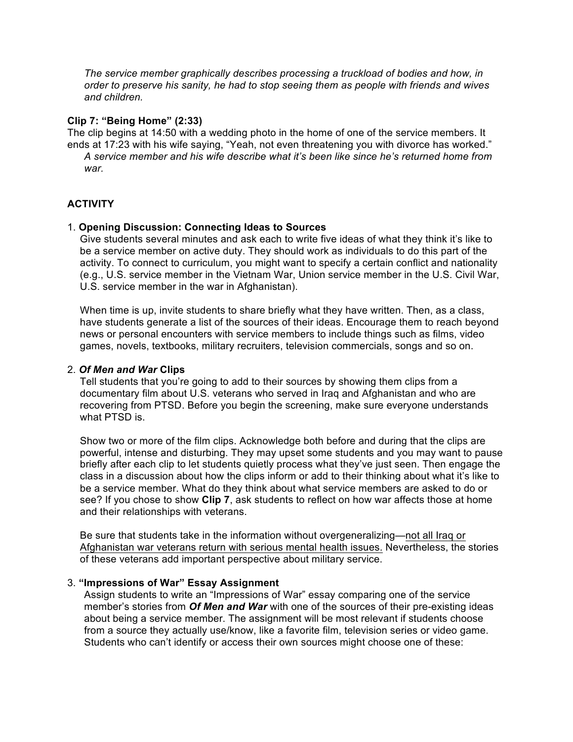*The service member graphically describes processing a truckload of bodies and how, in order to preserve his sanity, he had to stop seeing them as people with friends and wives and children.*

**Clip 7: "Being Home" (2:33)**

The clip begins at 14:50 with a wedding photo in the home of one of the service members. It ends at 17:23 with his wife saying, "Yeah, not even threatening you with divorce has worked."

*A service member and his wife describe what it's been like since he's returned home from war.*

## ACTIVITY

1. **Opening Discussion: Connecting Ideas to Sources**

   Give students several minutes and ask each to write five ideas of what they think it's like to be a service member on active duty. They should work as individuals to do this part of the activity. To connect to curriculum, you might want to specify a certain conflict and nationality (e.g., U.S. service member in the Vietnam War, Union service member in the U.S. Civil War, U.S. service member in the war in Afghanistan).

   When time is up, invite students to share briefly what they have written. Then, as a class, have students generate a list of the sources of their ideas. Encourage them to reach beyond news or personal encounters with service members to include things such as films, video games, novels, textbooks, military recruiters, television commercials, songs and so on.

2. ***Of Men and War* Clips**

   Tell students that you're going to add to their sources by showing them clips from a documentary film about U.S. veterans who served in Iraq and Afghanistan and who are recovering from PTSD. Before you begin the screening, make sure everyone understands what PTSD is.

   Show two or more of the film clips. Acknowledge both before and during that the clips are powerful, intense and disturbing. They may upset some students and you may want to pause briefly after each clip to let students quietly process what they've just seen. Then engage the class in a discussion about how the clips inform or add to their thinking about what it's like to be a service member. What do they think about what service members are asked to do or see? If you chose to show **Clip 7**, ask students to reflect on how war affects those at home and their relationships with veterans.

   Be sure that students take in the information without overgeneralizing—<u>not all Iraq or Afghanistan war veterans return with serious mental health issues.</u> Nevertheless, the stories of these veterans add important perspective about military service.

3. **"Impressions of War" Essay Assignment**

   Assign students to write an "Impressions of War" essay comparing one of the service member's stories from ***Of Men and War*** with one of the sources of their pre-existing ideas about being a service member. The assignment will be most relevant if students choose from a source they actually use/know, like a favorite film, television series or video game. Students who can't identify or access their own sources might choose one of these: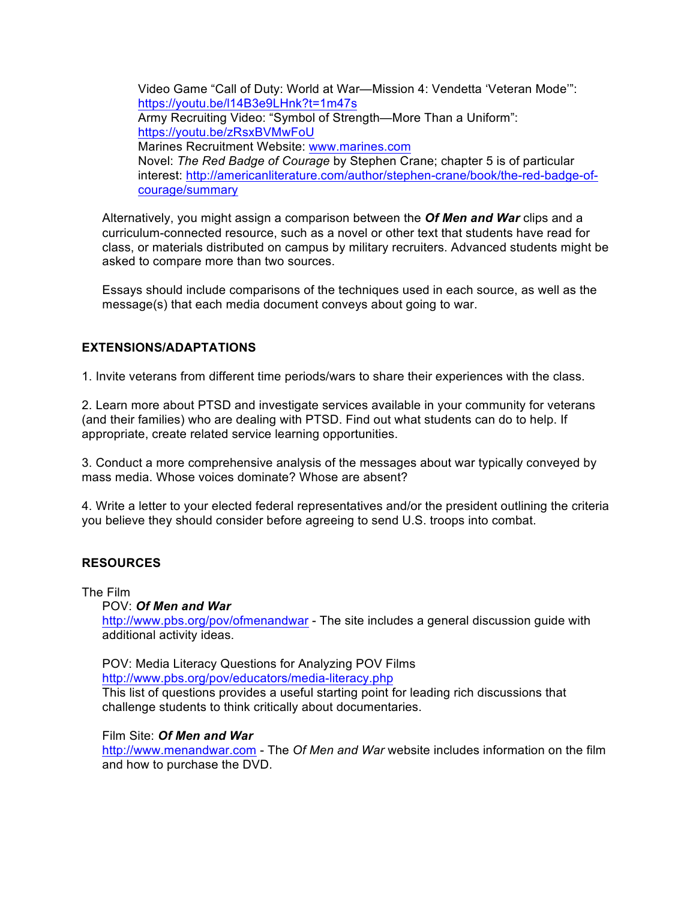Video Game "Call of Duty: World at War—Mission 4: Vendetta 'Veteran Mode'": https://youtu.be/l14B3e9LHnk?t=1m47s
Army Recruiting Video: "Symbol of Strength—More Than a Uniform": https://youtu.be/zRsxBVMwFoU
Marines Recruitment Website: www.marines.com
Novel: *The Red Badge of Courage* by Stephen Crane; chapter 5 is of particular interest: http://americanliterature.com/author/stephen-crane/book/the-red-badge-of-courage/summary

Alternatively, you might assign a comparison between the ***Of Men and War*** clips and a curriculum-connected resource, such as a novel or other text that students have read for class, or materials distributed on campus by military recruiters. Advanced students might be asked to compare more than two sources.

Essays should include comparisons of the techniques used in each source, as well as the message(s) that each media document conveys about going to war.

## EXTENSIONS/ADAPTATIONS

1. Invite veterans from different time periods/wars to share their experiences with the class.

2. Learn more about PTSD and investigate services available in your community for veterans (and their families) who are dealing with PTSD. Find out what students can do to help. If appropriate, create related service learning opportunities.

3. Conduct a more comprehensive analysis of the messages about war typically conveyed by mass media. Whose voices dominate? Whose are absent?

4. Write a letter to your elected federal representatives and/or the president outlining the criteria you believe they should consider before agreeing to send U.S. troops into combat.

## RESOURCES

The Film

POV: ***Of Men and War***
http://www.pbs.org/pov/ofmenandwar - The site includes a general discussion guide with additional activity ideas.

POV: Media Literacy Questions for Analyzing POV Films
http://www.pbs.org/pov/educators/media-literacy.php
This list of questions provides a useful starting point for leading rich discussions that challenge students to think critically about documentaries.

Film Site: ***Of Men and War***
http://www.menandwar.com - The *Of Men and War* website includes information on the film and how to purchase the DVD.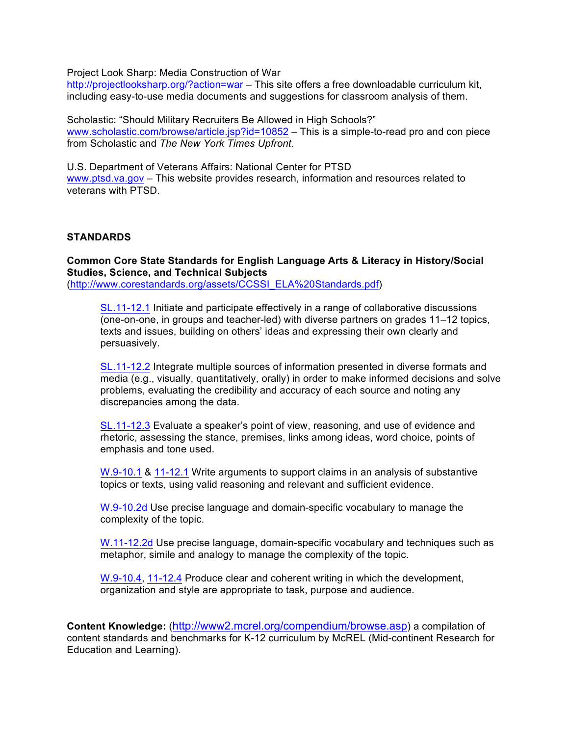Project Look Sharp: Media Construction of War
http://projectlooksharp.org/?action=war – This site offers a free downloadable curriculum kit, including easy-to-use media documents and suggestions for classroom analysis of them.

Scholastic: "Should Military Recruiters Be Allowed in High Schools?"
www.scholastic.com/browse/article.jsp?id=10852 – This is a simple-to-read pro and con piece from Scholastic and *The New York Times Upfront.*

U.S. Department of Veterans Affairs: National Center for PTSD
www.ptsd.va.gov – This website provides research, information and resources related to veterans with PTSD.

## STANDARDS

**Common Core State Standards for English Language Arts & Literacy in History/Social Studies, Science, and Technical Subjects**
(http://www.corestandards.org/assets/CCSSI_ELA%20Standards.pdf)

> SL.11-12.1 Initiate and participate effectively in a range of collaborative discussions (one-on-one, in groups and teacher-led) with diverse partners on grades 11–12 topics, texts and issues, building on others' ideas and expressing their own clearly and persuasively.
>
> SL.11-12.2 Integrate multiple sources of information presented in diverse formats and media (e.g., visually, quantitatively, orally) in order to make informed decisions and solve problems, evaluating the credibility and accuracy of each source and noting any discrepancies among the data.
>
> SL.11-12.3 Evaluate a speaker's point of view, reasoning, and use of evidence and rhetoric, assessing the stance, premises, links among ideas, word choice, points of emphasis and tone used.
>
> W.9-10.1 & 11-12.1 Write arguments to support claims in an analysis of substantive topics or texts, using valid reasoning and relevant and sufficient evidence.
>
> W.9-10.2d Use precise language and domain-specific vocabulary to manage the complexity of the topic.
>
> W.11-12.2d Use precise language, domain-specific vocabulary and techniques such as metaphor, simile and analogy to manage the complexity of the topic.
>
> W.9-10.4, 11-12.4 Produce clear and coherent writing in which the development, organization and style are appropriate to task, purpose and audience.

**Content Knowledge:** (http://www2.mcrel.org/compendium/browse.asp) a compilation of content standards and benchmarks for K-12 curriculum by McREL (Mid-continent Research for Education and Learning).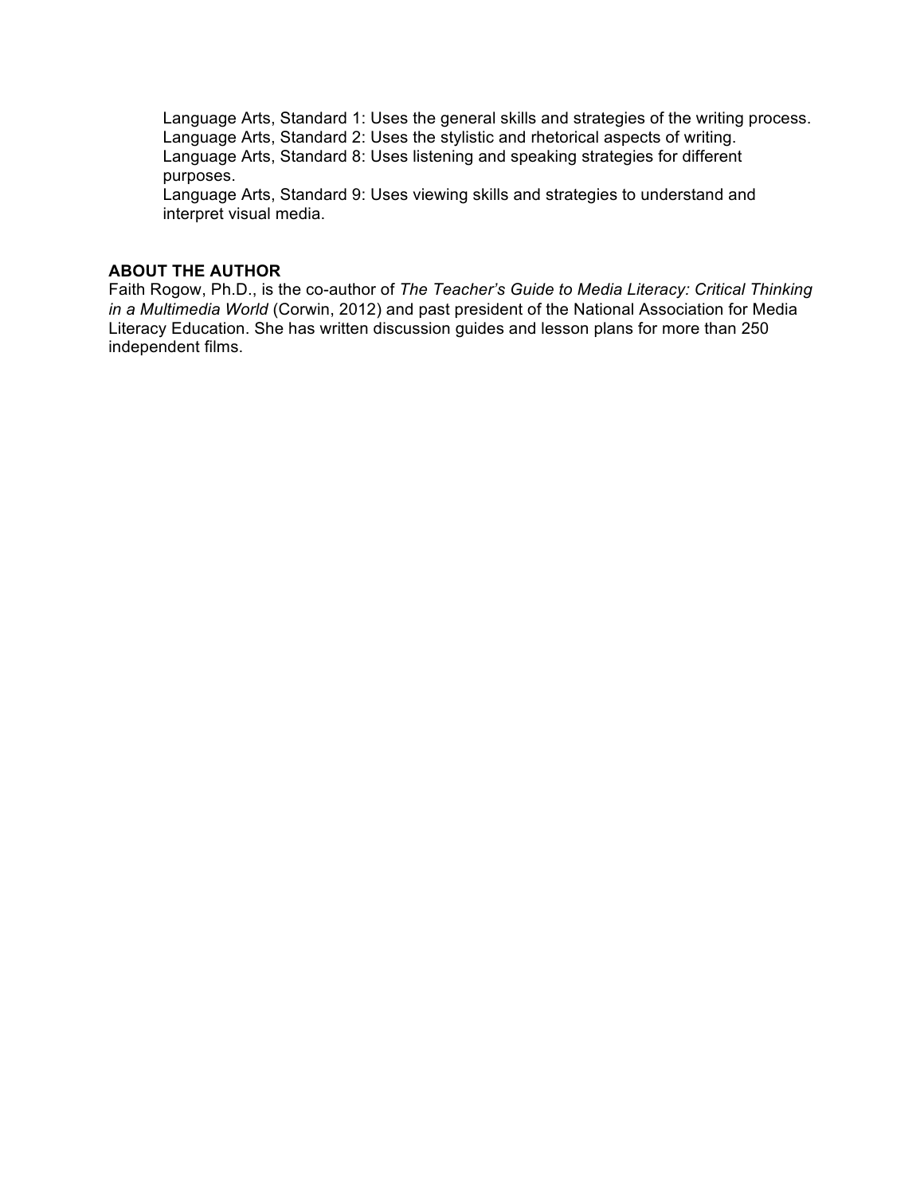Language Arts, Standard 1: Uses the general skills and strategies of the writing process.
Language Arts, Standard 2: Uses the stylistic and rhetorical aspects of writing.
Language Arts, Standard 8: Uses listening and speaking strategies for different purposes.
Language Arts, Standard 9: Uses viewing skills and strategies to understand and interpret visual media.

## ABOUT THE AUTHOR

Faith Rogow, Ph.D., is the co-author of *The Teacher's Guide to Media Literacy: Critical Thinking in a Multimedia World* (Corwin, 2012) and past president of the National Association for Media Literacy Education. She has written discussion guides and lesson plans for more than 250 independent films.